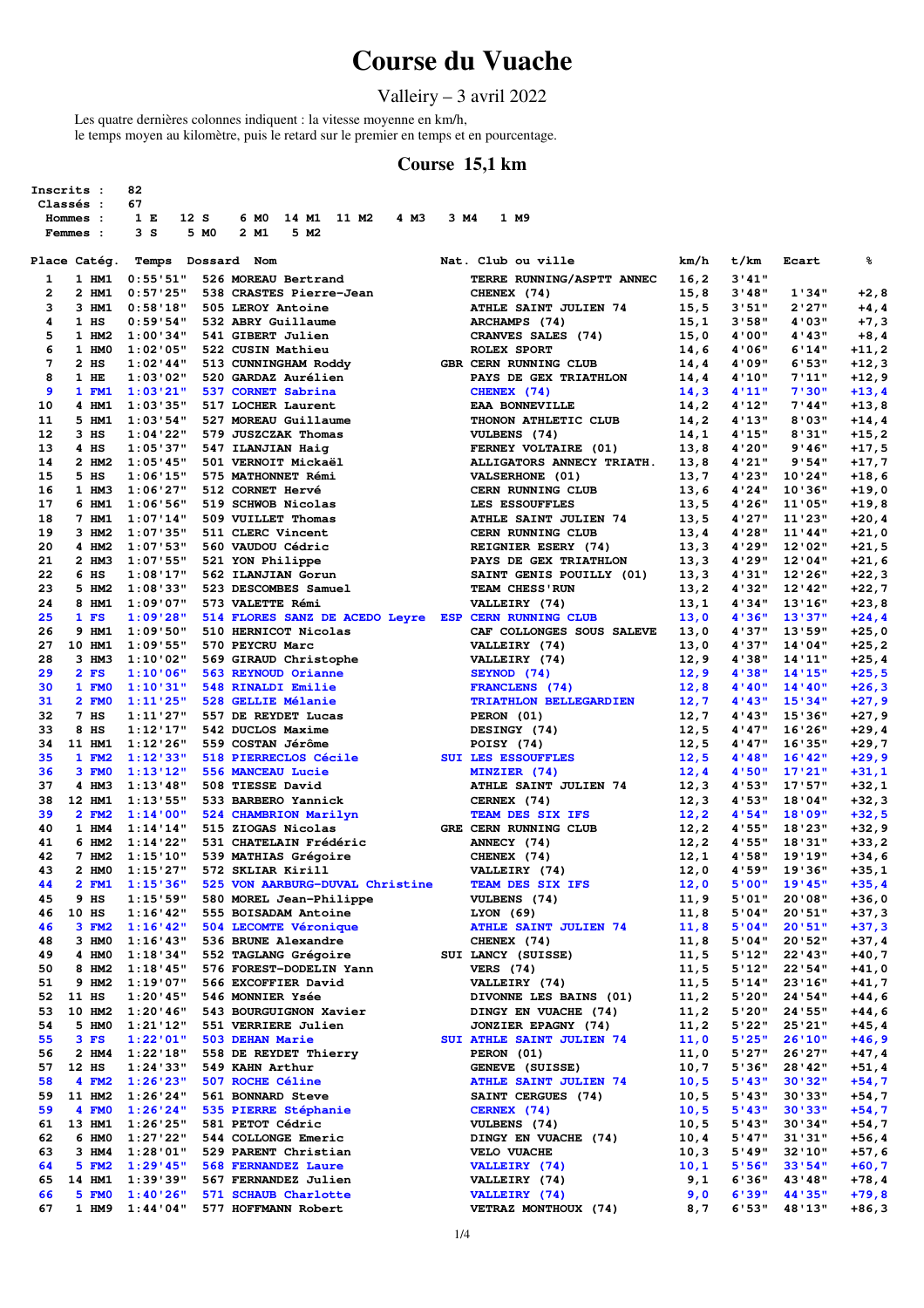# Course du Vuache

Valleiry – 3 avril 2022

Les quatre dernières colonnes indiquent : la vitesse moyenne en km/h,
le temps moyen au kilomètre, puis le retard sur le premier en temps et en pourcentage.

## Course 15,1 km

**Inscrits :** 82
**Classés :** 67
**Hommes :** 1 E 12 S 6 M0 14 M1 11 M2 4 M3 3 M4 1 M9
**Femmes :** 3 S 5 M0 2 M1 5 M2

| Place | Catég. | Temps | Dossard | Nom | Nat. | Club ou ville | km/h | t/km | Ecart | % |
|---|---|---|---|---|---|---|---|---|---|---|
| 1 | 1 HM1 | 0:55'51" | 526 | MOREAU Bertrand | | TERRE RUNNING/ASPTT ANNEC | 16,2 | 3'41" | | |
| 2 | 2 HM1 | 0:57'25" | 538 | CRASTES Pierre-Jean | | CHENEX (74) | 15,8 | 3'48" | 1'34" | +2,8 |
| 3 | 3 HM1 | 0:58'18" | 505 | LEROY Antoine | | ATHLE SAINT JULIEN 74 | 15,5 | 3'51" | 2'27" | +4,4 |
| 4 | 1 HS | 0:59'54" | 532 | ABRY Guillaume | | ARCHAMPS (74) | 15,1 | 3'58" | 4'03" | +7,3 |
| 5 | 1 HM2 | 1:00'34" | 541 | GIBERT Julien | | CRANVES SALES (74) | 15,0 | 4'00" | 4'43" | +8,4 |
| 6 | 1 HM0 | 1:02'05" | 522 | CUSIN Mathieu | | ROLEX SPORT | 14,6 | 4'06" | 6'14" | +11,2 |
| 7 | 2 HS | 1:02'44" | 513 | CUNNINGHAM Roddy | GBR | CERN RUNNING CLUB | 14,4 | 4'09" | 6'53" | +12,3 |
| 8 | 1 HE | 1:03'02" | 520 | GARDAZ Aurélien | | PAYS DE GEX TRIATHLON | 14,4 | 4'10" | 7'11" | +12,9 |
| 9 | 1 FM1 | 1:03'21" | 537 | CORNET Sabrina | | CHENEX (74) | 14,3 | 4'11" | 7'30" | +13,4 |
| 10 | 4 HM1 | 1:03'35" | 517 | LOCHER Laurent | | EAA BONNEVILLE | 14,2 | 4'12" | 7'44" | +13,8 |
| 11 | 5 HM1 | 1:03'54" | 527 | MOREAU Guillaume | | THONON ATHLETIC CLUB | 14,2 | 4'13" | 8'03" | +14,4 |
| 12 | 3 HS | 1:04'22" | 579 | JUSZCZAK Thomas | | VULBENS (74) | 14,1 | 4'15" | 8'31" | +15,2 |
| 13 | 4 HS | 1:05'37" | 547 | ILANJIAN Haig | | FERNEY VOLTAIRE (01) | 13,8 | 4'20" | 9'46" | +17,5 |
| 14 | 2 HM2 | 1:05'45" | 501 | VERNOIT Mickaël | | ALLIGATORS ANNECY TRIATH. | 13,8 | 4'21" | 9'54" | +17,7 |
| 15 | 5 HS | 1:06'15" | 575 | MATHONNET Rémi | | VALSERHONE (01) | 13,7 | 4'23" | 10'24" | +18,6 |
| 16 | 1 HM3 | 1:06'27" | 512 | CORNET Hervé | | CERN RUNNING CLUB | 13,6 | 4'24" | 10'36" | +19,0 |
| 17 | 6 HM1 | 1:06'56" | 519 | SCHWOB Nicolas | | LES ESSOUFFLES | 13,5 | 4'26" | 11'05" | +19,8 |
| 18 | 7 HM1 | 1:07'14" | 509 | VUILLET Thomas | | ATHLE SAINT JULIEN 74 | 13,5 | 4'27" | 11'23" | +20,4 |
| 19 | 3 HM2 | 1:07'35" | 511 | CLERC Vincent | | CERN RUNNING CLUB | 13,4 | 4'28" | 11'44" | +21,0 |
| 20 | 4 HM2 | 1:07'53" | 560 | VAUDOU Cédric | | REIGNIER ESERY (74) | 13,3 | 4'29" | 12'02" | +21,5 |
| 21 | 2 HM3 | 1:07'55" | 521 | YON Philippe | | PAYS DE GEX TRIATHLON | 13,3 | 4'29" | 12'04" | +21,6 |
| 22 | 6 HS | 1:08'17" | 562 | ILANJIAN Gorun | | SAINT GENIS POUILLY (01) | 13,3 | 4'31" | 12'26" | +22,3 |
| 23 | 5 HM2 | 1:08'33" | 523 | DESCOMBES Samuel | | TEAM CHESS'RUN | 13,2 | 4'32" | 12'42" | +22,7 |
| 24 | 8 HM1 | 1:09'07" | 573 | VALETTE Rémi | | VALLEIRY (74) | 13,1 | 4'34" | 13'16" | +23,8 |
| 25 | 1 FS | 1:09'28" | 514 | FLORES SANZ DE ACEDO Leyre | ESP | CERN RUNNING CLUB | 13,0 | 4'36" | 13'37" | +24,4 |
| 26 | 9 HM1 | 1:09'50" | 510 | HERNICOT Nicolas | | CAF COLLONGES SOUS SALEVE | 13,0 | 4'37" | 13'59" | +25,0 |
| 27 | 10 HM1 | 1:09'55" | 570 | PEYCRU Marc | | VALLEIRY (74) | 13,0 | 4'37" | 14'04" | +25,2 |
| 28 | 3 HM3 | 1:10'02" | 569 | GIRAUD Christophe | | VALLEIRY (74) | 12,9 | 4'38" | 14'11" | +25,4 |
| 29 | 2 FS | 1:10'06" | 563 | REYNOUD Orianne | | SEYNOD (74) | 12,9 | 4'38" | 14'15" | +25,5 |
| 30 | 1 FM0 | 1:10'31" | 548 | RINALDI Emilie | | FRANCLENS (74) | 12,8 | 4'40" | 14'40" | +26,3 |
| 31 | 2 FM0 | 1:11'25" | 528 | GELLIE Mélanie | | TRIATHLON BELLEGARDIEN | 12,7 | 4'43" | 15'34" | +27,9 |
| 32 | 7 HS | 1:11'27" | 557 | DE REYDET Lucas | | PERON (01) | 12,7 | 4'43" | 15'36" | +27,9 |
| 33 | 8 HS | 1:12'17" | 542 | DUCLOS Maxime | | DESINGY (74) | 12,5 | 4'47" | 16'26" | +29,4 |
| 34 | 11 HM1 | 1:12'26" | 559 | COSTAN Jérôme | | POISY (74) | 12,5 | 4'47" | 16'35" | +29,7 |
| 35 | 1 FM2 | 1:12'33" | 518 | PIERRECLOS Cécile | SUI | LES ESSOUFFLES | 12,5 | 4'48" | 16'42" | +29,9 |
| 36 | 3 FM0 | 1:13'12" | 556 | MANCEAU Lucie | | MINZIER (74) | 12,4 | 4'50" | 17'21" | +31,1 |
| 37 | 4 HM3 | 1:13'48" | 508 | TIESSE David | | ATHLE SAINT JULIEN 74 | 12,3 | 4'53" | 17'57" | +32,1 |
| 38 | 12 HM1 | 1:13'55" | 533 | BARBERO Yannick | | CERNEX (74) | 12,3 | 4'53" | 18'04" | +32,3 |
| 39 | 2 FM2 | 1:14'00" | 524 | CHAMBRION Marilyn | | TEAM DES SIX IFS | 12,2 | 4'54" | 18'09" | +32,5 |
| 40 | 1 HM4 | 1:14'14" | 515 | ZIOGAS Nicolas | GRE | CERN RUNNING CLUB | 12,2 | 4'55" | 18'23" | +32,9 |
| 41 | 6 HM2 | 1:14'22" | 531 | CHATELAIN Frédéric | | ANNECY (74) | 12,2 | 4'55" | 18'31" | +33,2 |
| 42 | 7 HM2 | 1:15'10" | 539 | MATHIAS Grégoire | | CHENEX (74) | 12,1 | 4'58" | 19'19" | +34,6 |
| 43 | 2 HM0 | 1:15'27" | 572 | SKLIAR Kirill | | VALLEIRY (74) | 12,0 | 4'59" | 19'36" | +35,1 |
| 44 | 2 FM1 | 1:15'36" | 525 | VON AARBURG-DUVAL Christine | | TEAM DES SIX IFS | 12,0 | 5'00" | 19'45" | +35,4 |
| 45 | 9 HS | 1:15'59" | 580 | MOREL Jean-Philippe | | VULBENS (74) | 11,9 | 5'01" | 20'08" | +36,0 |
| 46 | 10 HS | 1:16'42" | 555 | BOISADAM Antoine | | LYON (69) | 11,8 | 5'04" | 20'51" | +37,3 |
| 46 | 3 FM2 | 1:16'42" | 504 | LECOMTE Véronique | | ATHLE SAINT JULIEN 74 | 11,8 | 5'04" | 20'51" | +37,3 |
| 48 | 3 HM0 | 1:16'43" | 536 | BRUNE Alexandre | | CHENEX (74) | 11,8 | 5'04" | 20'52" | +37,4 |
| 49 | 4 HM0 | 1:18'34" | 552 | TAGLANG Grégoire | SUI | LANCY (SUISSE) | 11,5 | 5'12" | 22'43" | +40,7 |
| 50 | 8 HM2 | 1:18'45" | 576 | FOREST-DODELIN Yann | | VERS (74) | 11,5 | 5'12" | 22'54" | +41,0 |
| 51 | 9 HM2 | 1:19'07" | 566 | EXCOFFIER David | | VALLEIRY (74) | 11,5 | 5'14" | 23'16" | +41,7 |
| 52 | 11 HS | 1:20'45" | 546 | MONNIER Ysée | | DIVONNE LES BAINS (01) | 11,2 | 5'20" | 24'54" | +44,6 |
| 53 | 10 HM2 | 1:20'46" | 543 | BOURGUIGNON Xavier | | DINGY EN VUACHE (74) | 11,2 | 5'20" | 24'55" | +44,6 |
| 54 | 5 HM0 | 1:21'12" | 551 | VERRIERE Julien | | JONZIER EPAGNY (74) | 11,2 | 5'22" | 25'21" | +45,4 |
| 55 | 3 FS | 1:22'01" | 503 | DEHAN Marie | SUI | ATHLE SAINT JULIEN 74 | 11,0 | 5'25" | 26'10" | +46,9 |
| 56 | 2 HM4 | 1:22'18" | 558 | DE REYDET Thierry | | PERON (01) | 11,0 | 5'27" | 26'27" | +47,4 |
| 57 | 12 HS | 1:24'33" | 549 | KAHN Arthur | | GENEVE (SUISSE) | 10,7 | 5'36" | 28'42" | +51,4 |
| 58 | 4 FM2 | 1:26'23" | 507 | ROCHE Céline | | ATHLE SAINT JULIEN 74 | 10,5 | 5'43" | 30'32" | +54,7 |
| 59 | 11 HM2 | 1:26'24" | 561 | BONNARD Steve | | SAINT CERGUES (74) | 10,5 | 5'43" | 30'33" | +54,7 |
| 59 | 4 FM0 | 1:26'24" | 535 | PIERRE Stéphanie | | CERNEX (74) | 10,5 | 5'43" | 30'33" | +54,7 |
| 61 | 13 HM1 | 1:26'25" | 581 | PETOT Cédric | | VULBENS (74) | 10,5 | 5'43" | 30'34" | +54,7 |
| 62 | 6 HM0 | 1:27'22" | 544 | COLLONGE Emeric | | DINGY EN VUACHE (74) | 10,4 | 5'47" | 31'31" | +56,4 |
| 63 | 3 HM4 | 1:28'01" | 529 | PARENT Christian | | VELO VUACHE | 10,3 | 5'49" | 32'10" | +57,6 |
| 64 | 5 FM2 | 1:29'45" | 568 | FERNANDEZ Laure | | VALLEIRY (74) | 10,1 | 5'56" | 33'54" | +60,7 |
| 65 | 14 HM1 | 1:39'39" | 567 | FERNANDEZ Julien | | VALLEIRY (74) | 9,1 | 6'36" | 43'48" | +78,4 |
| 66 | 5 FM0 | 1:40'26" | 571 | SCHAUB Charlotte | | VALLEIRY (74) | 9,0 | 6'39" | 44'35" | +79,8 |
| 67 | 1 HM9 | 1:44'04" | 577 | HOFFMANN Robert | | VETRAZ MONTHOUX (74) | 8,7 | 6'53" | 48'13" | +86,3 |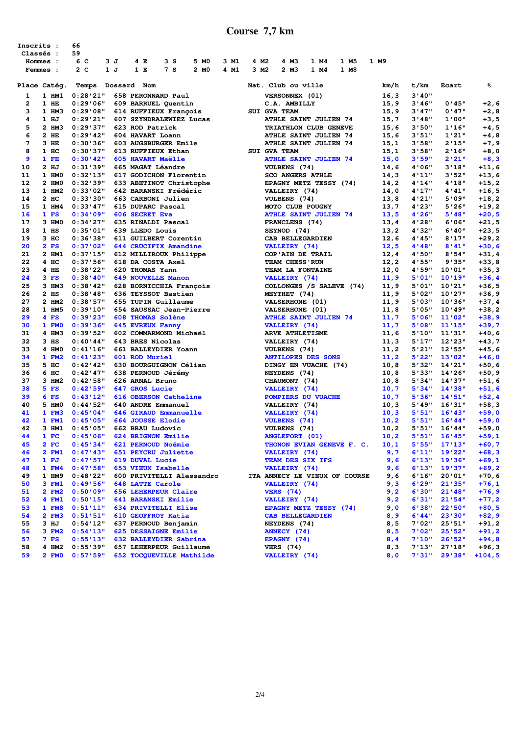# Course 7,7 km

| | | | | | | | | | | | | |
|---|---|---|---|---|---|---|---|---|---|---|---|---|
| Inscrits : | 66 | | | | | | | | | | | |
| Classés : | 59 | | | | | | | | | | | |
| Hommes : | 6 C | 3 J | 4 E | 3 S | 5 M0 | 3 M1 | 4 M2 | 4 M3 | 1 M4 | 1 M5 | 1 M9 | |
| Femmes : | 2 C | 1 J | 1 E | 7 S | 2 M0 | 4 M1 | 3 M2 | 2 M3 | 1 M4 | 1 M8 | | |

| Place | Catég. | Temps | Dossard | Nom | Nat. | Club ou ville | km/h | t/km | Ecart | % |
|---|---|---|---|---|---|---|---|---|---|---|
| 1 | 1 HM1 | 0:28'21" | 658 | PERONNARD Paul | | VERSONNEX (01) | 16,3 | 3'40" | | |
| 2 | 1 HE | 0:29'06" | 609 | BARRUEL Quentin | | C.A. AMBILLY | 15,9 | 3'46" | 0'45" | +2,6 |
| 3 | 1 HM3 | 0:29'08" | 614 | RUFFIEUX François | SUI | GVA TEAM | 15,9 | 3'47" | 0'47" | +2,8 |
| 4 | 1 HJ | 0:29'21" | 607 | SZYNDRALEWIEZ Lucas | | ATHLE SAINT JULIEN 74 | 15,7 | 3'48" | 1'00" | +3,5 |
| 5 | 2 HM3 | 0:29'37" | 623 | ROD Patrick | | TRIATHLON CLUB GENEVE | 15,6 | 3'50" | 1'16" | +4,5 |
| 6 | 2 HE | 0:29'42" | 604 | HAVART Loann | | ATHLE SAINT JULIEN 74 | 15,6 | 3'51" | 1'21" | +4,8 |
| 7 | 3 HE | 0:30'36" | 603 | AUGSBURGER Emile | | ATHLE SAINT JULIEN 74 | 15,1 | 3'58" | 2'15" | +7,9 |
| 8 | 1 HC | 0:30'37" | 613 | RUFFIEUX Ethan | SUI | GVA TEAM | 15,1 | 3'58" | 2'16" | +8,0 |
| 9 | 1 FE | 0:30'42" | 605 | HAVART Maëlle | | ATHLE SAINT JULIEN 74 | 15,0 | 3'59" | 2'21" | +8,3 |
| 10 | 2 HJ | 0:31'39" | 665 | MAGAT Léandre | | VULBENS (74) | 14,6 | 4'06" | 3'18" | +11,6 |
| 11 | 1 HM0 | 0:32'13" | 617 | GODICHON Florentin | | SCO ANGERS ATHLE | 14,3 | 4'11" | 3'52" | +13,6 |
| 12 | 2 HM0 | 0:32'39" | 633 | ABETINOT Christophe | | EPAGNY METZ TESSY (74) | 14,2 | 4'14" | 4'18" | +15,2 |
| 13 | 1 HM2 | 0:33'02" | 642 | BARANSKI Frédéric | | VALLEIRY (74) | 14,0 | 4'17" | 4'41" | +16,5 |
| 14 | 2 HC | 0:33'30" | 663 | CARBONI Julien | | VULBENS (74) | 13,8 | 4'21" | 5'09" | +18,2 |
| 15 | 1 HM4 | 0:33'47" | 615 | DUPARC Pascal | | MOTO CLUB POUGNY | 13,7 | 4'23" | 5'26" | +19,2 |
| 16 | 1 FS | 0:34'09" | 606 | SECRET Eva | | ATHLE SAINT JULIEN 74 | 13,5 | 4'26" | 5'48" | +20,5 |
| 17 | 3 HM0 | 0:34'27" | 635 | RINALDI Pascal | | FRANCLENS (74) | 13,4 | 4'28" | 6'06" | +21,5 |
| 18 | 1 HS | 0:35'01" | 639 | LLEDO Louis | | SEYNOD (74) | 13,2 | 4'32" | 6'40" | +23,5 |
| 19 | 3 HC | 0:36'38" | 611 | GUILBERT Corentin | | CAB BELLEGARDIEN | 12,6 | 4'45" | 8'17" | +29,2 |
| 20 | 2 FS | 0:37'02" | 644 | CRUCIFIX Amandine | | VALLEIRY (74) | 12,5 | 4'48" | 8'41" | +30,6 |
| 21 | 2 HM1 | 0:37'15" | 612 | MILLIROUX Philippe | | COP'AIN DE TRAIL | 12,4 | 4'50" | 8'54" | +31,4 |
| 22 | 4 HC | 0:37'56" | 618 | DA COSTA Axel | | TEAM CHESS'RUN | 12,2 | 4'55" | 9'35" | +33,8 |
| 23 | 4 HE | 0:38'22" | 620 | THOMAS Yann | | TEAM LA FONTAINE | 12,0 | 4'59" | 10'01" | +35,3 |
| 24 | 3 FS | 0:38'40" | 649 | NOUVELLE Manon | | VALLEIRY (74) | 11,9 | 5'01" | 10'19" | +36,4 |
| 25 | 3 HM3 | 0:38'42" | 628 | BORNICCHIA François | | COLLONGES /S SALEVE (74) | 11,9 | 5'01" | 10'21" | +36,5 |
| 26 | 2 HS | 0:38'48" | 636 | TEYSSOT Bastien | | MEYTHET (74) | 11,9 | 5'02" | 10'27" | +36,9 |
| 27 | 2 HM2 | 0:38'57" | 655 | TUPIN Guillaume | | VALSERHONE (01) | 11,9 | 5'03" | 10'36" | +37,4 |
| 28 | 1 HM5 | 0:39'10" | 654 | SAUSSAC Jean-Pierre | | VALSERHONE (01) | 11,8 | 5'05" | 10'49" | +38,2 |
| 29 | 4 FS | 0:39'23" | 608 | THOMAS Solène | | ATHLE SAINT JULIEN 74 | 11,7 | 5'06" | 11'02" | +38,9 |
| 30 | 1 FM0 | 0:39'36" | 645 | EVREUX Fanny | | VALLEIRY (74) | 11,7 | 5'08" | 11'15" | +39,7 |
| 31 | 4 HM3 | 0:39'52" | 602 | COMMARMOND Michaël | | ARVE ATHLETISME | 11,6 | 5'10" | 11'31" | +40,6 |
| 32 | 3 HS | 0:40'44" | 643 | BRES Nicolas | | VALLEIRY (74) | 11,3 | 5'17" | 12'23" | +43,7 |
| 33 | 4 HM0 | 0:41'16" | 661 | BALLEYDIER Yoann | | VULBENS (74) | 11,2 | 5'21" | 12'55" | +45,6 |
| 34 | 1 FM2 | 0:41'23" | 601 | ROD Muriel | | ANTILOPES DES SONS | 11,2 | 5'22" | 13'02" | +46,0 |
| 35 | 5 HC | 0:42'42" | 630 | BOURGUIGNON Célian | | DINGY EN VUACHE (74) | 10,8 | 5'32" | 14'21" | +50,6 |
| 36 | 6 HC | 0:42'47" | 638 | PERNOUD Jérémy | | NEYDENS (74) | 10,8 | 5'33" | 14'26" | +50,9 |
| 37 | 3 HM2 | 0:42'58" | 626 | ARNAL Bruno | | CHAUMONT (74) | 10,8 | 5'34" | 14'37" | +51,6 |
| 38 | 5 FS | 0:42'59" | 647 | GROS Lucie | | VALLEIRY (74) | 10,7 | 5'34" | 14'38" | +51,6 |
| 39 | 6 FS | 0:43'12" | 616 | OBERSON Catheline | | POMPIERS DU VUACHE | 10,7 | 5'36" | 14'51" | +52,4 |
| 40 | 5 HM0 | 0:44'52" | 640 | ANDRE Emmanuel | | VALLEIRY (74) | 10,3 | 5'49" | 16'31" | +58,3 |
| 41 | 1 FM3 | 0:45'04" | 646 | GIRAUD Emmanuelle | | VALLEIRY (74) | 10,3 | 5'51" | 16'43" | +59,0 |
| 42 | 1 FM1 | 0:45'05" | 664 | JOUSSE Elodie | | VULBENS (74) | 10,2 | 5'51" | 16'44" | +59,0 |
| 42 | 3 HM1 | 0:45'05" | 662 | BRAU Ludovic | | VULBENS (74) | 10,2 | 5'51" | 16'44" | +59,0 |
| 44 | 1 FC | 0:45'06" | 624 | BRIGNON Emilie | | ANGLEFORT (01) | 10,2 | 5'51" | 16'45" | +59,1 |
| 45 | 2 FC | 0:45'34" | 621 | PERNOUD Noémie | | THONON EVIAN GENEVE F. C. | 10,1 | 5'55" | 17'13" | +60,7 |
| 46 | 2 FM1 | 0:47'43" | 651 | PEYCRU Juliette | | VALLEIRY (74) | 9,7 | 6'11" | 19'22" | +68,3 |
| 47 | 1 FJ | 0:47'57" | 619 | DUVAL Lucie | | TEAM DES SIX IFS | 9,6 | 6'13" | 19'36" | +69,1 |
| 48 | 1 FM4 | 0:47'58" | 653 | VIEUX Isabelle | | VALLEIRY (74) | 9,6 | 6'13" | 19'37" | +69,2 |
| 49 | 1 HM9 | 0:48'22" | 600 | PRIVITELLI Alessandro | ITA | ANNECY LE VIEUX OF COURSE | 9,6 | 6'16" | 20'01" | +70,6 |
| 50 | 3 FM1 | 0:49'56" | 648 | LATTE Carole | | VALLEIRY (74) | 9,3 | 6'29" | 21'35" | +76,1 |
| 51 | 2 FM2 | 0:50'09" | 656 | LEHERPEUR Claire | | VERS (74) | 9,2 | 6'30" | 21'48" | +76,9 |
| 52 | 4 FM1 | 0:50'15" | 641 | BARANSKI Emilie | | VALLEIRY (74) | 9,2 | 6'31" | 21'54" | +77,2 |
| 53 | 1 FM8 | 0:51'11" | 634 | PRIVITELLI Elise | | EPAGNY METZ TESSY (74) | 9,0 | 6'38" | 22'50" | +80,5 |
| 54 | 2 FM3 | 0:51'51" | 610 | GEOFFROY Katia | | CAB BELLEGARDIEN | 8,9 | 6'44" | 23'30" | +82,9 |
| 55 | 3 HJ | 0:54'12" | 637 | PERNOUD Benjamin | | NEYDENS (74) | 8,5 | 7'02" | 25'51" | +91,2 |
| 56 | 3 FM2 | 0:54'13" | 625 | DESSAIGNE Emilie | | ANNECY (74) | 8,5 | 7'02" | 25'52" | +91,2 |
| 57 | 7 FS | 0:55'13" | 632 | BALLEYDIER Sabrina | | EPAGNY (74) | 8,4 | 7'10" | 26'52" | +94,8 |
| 58 | 4 HM2 | 0:55'39" | 657 | LEHERPEUR Guillaume | | VERS (74) | 8,3 | 7'13" | 27'18" | +96,3 |
| 59 | 2 FM0 | 0:57'59" | 652 | TOCQUEVILLE Mathilde | | VALLEIRY (74) | 8,0 | 7'31" | 29'38" | +104,5 |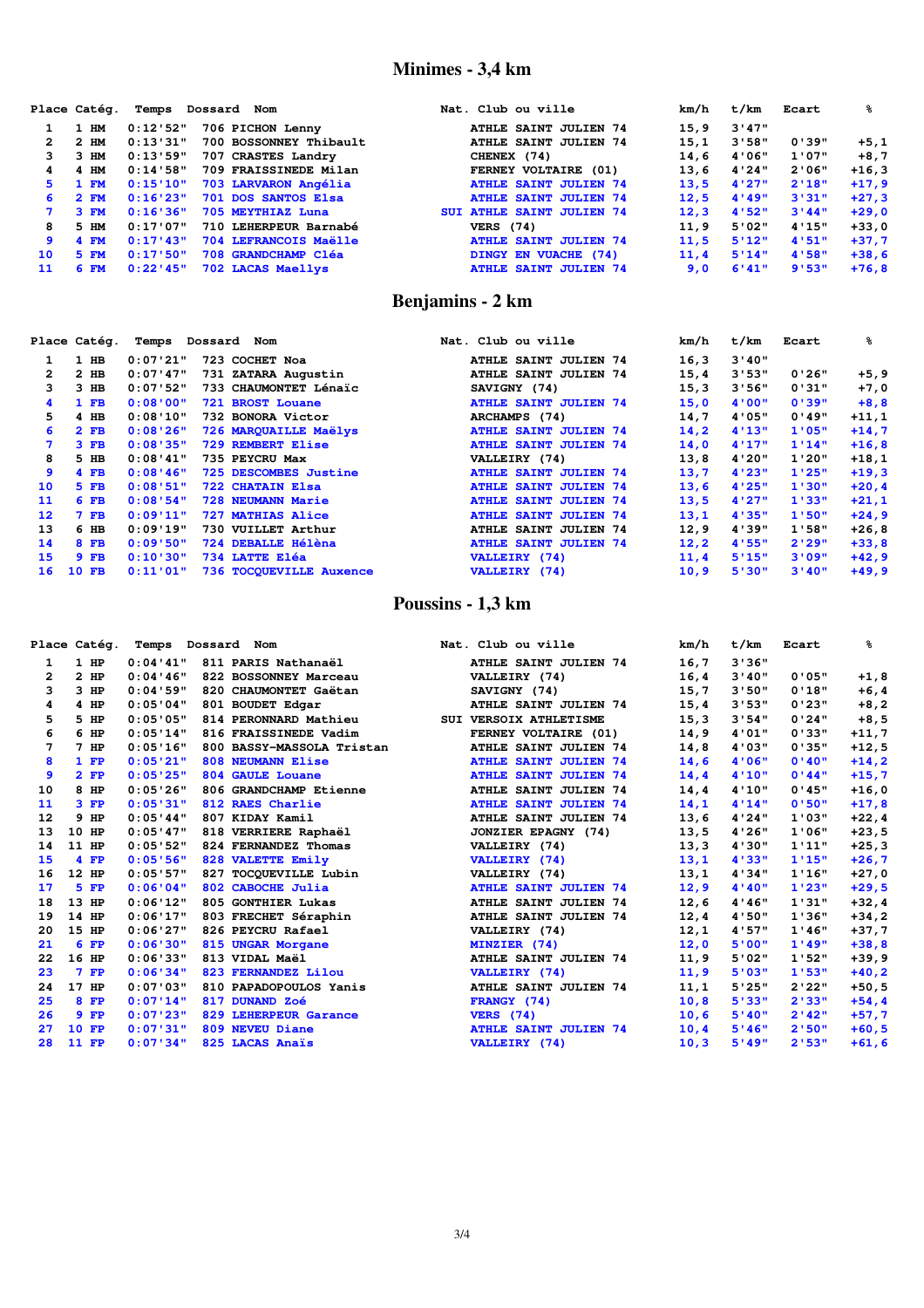# Minimes - 3,4 km

| Place | Catég. | Temps | Dossard | Nom | Nat. | Club ou ville | km/h | t/km | Ecart | % |
|---|---|---|---|---|---|---|---|---|---|---|
| 1 | 1 HM | 0:12'52" | 706 | PICHON Lenny | | ATHLE SAINT JULIEN 74 | 15,9 | 3'47" | | |
| 2 | 2 HM | 0:13'31" | 700 | BOSSONNEY Thibault | | ATHLE SAINT JULIEN 74 | 15,1 | 3'58" | 0'39" | +5,1 |
| 3 | 3 HM | 0:13'59" | 707 | CRASTES Landry | | CHENEX (74) | 14,6 | 4'06" | 1'07" | +8,7 |
| 4 | 4 HM | 0:14'58" | 709 | FRAISSINEDE Milan | | FERNEY VOLTAIRE (01) | 13,6 | 4'24" | 2'06" | +16,3 |
| 5 | 1 FM | 0:15'10" | 703 | LARVARON Angélia | | ATHLE SAINT JULIEN 74 | 13,5 | 4'27" | 2'18" | +17,9 |
| 6 | 2 FM | 0:16'23" | 701 | DOS SANTOS Elsa | | ATHLE SAINT JULIEN 74 | 12,5 | 4'49" | 3'31" | +27,3 |
| 7 | 3 FM | 0:16'36" | 705 | MEYTHIAZ Luna | SUI | ATHLE SAINT JULIEN 74 | 12,3 | 4'52" | 3'44" | +29,0 |
| 8 | 5 HM | 0:17'07" | 710 | LEHERPEUR Barnabé | | VERS (74) | 11,9 | 5'02" | 4'15" | +33,0 |
| 9 | 4 FM | 0:17'43" | 704 | LEFRANCOIS Maëlle | | ATHLE SAINT JULIEN 74 | 11,5 | 5'12" | 4'51" | +37,7 |
| 10 | 5 FM | 0:17'50" | 708 | GRANDCHAMP Cléa | | DINGY EN VUACHE (74) | 11,4 | 5'14" | 4'58" | +38,6 |
| 11 | 6 FM | 0:22'45" | 702 | LACAS Maellys | | ATHLE SAINT JULIEN 74 | 9,0 | 6'41" | 9'53" | +76,8 |

# Benjamins - 2 km

| Place | Catég. | Temps | Dossard | Nom | Nat. | Club ou ville | km/h | t/km | Ecart | % |
|---|---|---|---|---|---|---|---|---|---|---|
| 1 | 1 HB | 0:07'21" | 723 | COCHET Noa | | ATHLE SAINT JULIEN 74 | 16,3 | 3'40" | | |
| 2 | 2 HB | 0:07'47" | 731 | ZATARA Augustin | | ATHLE SAINT JULIEN 74 | 15,4 | 3'53" | 0'26" | +5,9 |
| 3 | 3 HB | 0:07'52" | 733 | CHAUMONTET Lénaïc | | SAVIGNY (74) | 15,3 | 3'56" | 0'31" | +7,0 |
| 4 | 1 FB | 0:08'00" | 721 | BROST Louane | | ATHLE SAINT JULIEN 74 | 15,0 | 4'00" | 0'39" | +8,8 |
| 5 | 4 HB | 0:08'10" | 732 | BONORA Victor | | ARCHAMPS (74) | 14,7 | 4'05" | 0'49" | +11,1 |
| 6 | 2 FB | 0:08'26" | 726 | MARQUAILLE Maëlys | | ATHLE SAINT JULIEN 74 | 14,2 | 4'13" | 1'05" | +14,7 |
| 7 | 3 FB | 0:08'35" | 729 | REMBERT Elise | | ATHLE SAINT JULIEN 74 | 14,0 | 4'17" | 1'14" | +16,8 |
| 8 | 5 HB | 0:08'41" | 735 | PEYCRU Max | | VALLEIRY (74) | 13,8 | 4'20" | 1'20" | +18,1 |
| 9 | 4 FB | 0:08'46" | 725 | DESCOMBES Justine | | ATHLE SAINT JULIEN 74 | 13,7 | 4'23" | 1'25" | +19,3 |
| 10 | 5 FB | 0:08'51" | 722 | CHATAIN Elsa | | ATHLE SAINT JULIEN 74 | 13,6 | 4'25" | 1'30" | +20,4 |
| 11 | 6 FB | 0:08'54" | 728 | NEUMANN Marie | | ATHLE SAINT JULIEN 74 | 13,5 | 4'27" | 1'33" | +21,1 |
| 12 | 7 FB | 0:09'11" | 727 | MATHIAS Alice | | ATHLE SAINT JULIEN 74 | 13,1 | 4'35" | 1'50" | +24,9 |
| 13 | 6 HB | 0:09'19" | 730 | VUILLET Arthur | | ATHLE SAINT JULIEN 74 | 12,9 | 4'39" | 1'58" | +26,8 |
| 14 | 8 FB | 0:09'50" | 724 | DEBALLE Hélèna | | ATHLE SAINT JULIEN 74 | 12,2 | 4'55" | 2'29" | +33,8 |
| 15 | 9 FB | 0:10'30" | 734 | LATTE Eléa | | VALLEIRY (74) | 11,4 | 5'15" | 3'09" | +42,9 |
| 16 | 10 FB | 0:11'01" | 736 | TOCQUEVILLE Auxence | | VALLEIRY (74) | 10,9 | 5'30" | 3'40" | +49,9 |

# Poussins - 1,3 km

| Place | Catég. | Temps | Dossard | Nom | Nat. | Club ou ville | km/h | t/km | Ecart | % |
|---|---|---|---|---|---|---|---|---|---|---|
| 1 | 1 HP | 0:04'41" | 811 | PARIS Nathanaël | | ATHLE SAINT JULIEN 74 | 16,7 | 3'36" | | |
| 2 | 2 HP | 0:04'46" | 822 | BOSSONNEY Marceau | | VALLEIRY (74) | 16,4 | 3'40" | 0'05" | +1,8 |
| 3 | 3 HP | 0:04'59" | 820 | CHAUMONTET Gaëtan | | SAVIGNY (74) | 15,7 | 3'50" | 0'18" | +6,4 |
| 4 | 4 HP | 0:05'04" | 801 | BOUDET Edgar | | ATHLE SAINT JULIEN 74 | 15,4 | 3'53" | 0'23" | +8,2 |
| 5 | 5 HP | 0:05'05" | 814 | PERONNARD Mathieu | SUI | VERSOIX ATHLETISME | 15,3 | 3'54" | 0'24" | +8,5 |
| 6 | 6 HP | 0:05'14" | 816 | FRAISSINEDE Vadim | | FERNEY VOLTAIRE (01) | 14,9 | 4'01" | 0'33" | +11,7 |
| 7 | 7 HP | 0:05'16" | 800 | BASSY-MASSOLA Tristan | | ATHLE SAINT JULIEN 74 | 14,8 | 4'03" | 0'35" | +12,5 |
| 8 | 1 FP | 0:05'21" | 808 | NEUMANN Elise | | ATHLE SAINT JULIEN 74 | 14,6 | 4'06" | 0'40" | +14,2 |
| 9 | 2 FP | 0:05'25" | 804 | GAULE Louane | | ATHLE SAINT JULIEN 74 | 14,4 | 4'10" | 0'44" | +15,7 |
| 10 | 8 HP | 0:05'26" | 806 | GRANDCHAMP Etienne | | ATHLE SAINT JULIEN 74 | 14,4 | 4'10" | 0'45" | +16,0 |
| 11 | 3 FP | 0:05'31" | 812 | RAES Charlie | | ATHLE SAINT JULIEN 74 | 14,1 | 4'14" | 0'50" | +17,8 |
| 12 | 9 HP | 0:05'44" | 807 | KIDAY Kamil | | ATHLE SAINT JULIEN 74 | 13,6 | 4'24" | 1'03" | +22,4 |
| 13 | 10 HP | 0:05'47" | 818 | VERRIERE Raphaël | | JONZIER EPAGNY (74) | 13,5 | 4'26" | 1'06" | +23,5 |
| 14 | 11 HP | 0:05'52" | 824 | FERNANDEZ Thomas | | VALLEIRY (74) | 13,3 | 4'30" | 1'11" | +25,3 |
| 15 | 4 FP | 0:05'56" | 828 | VALETTE Emily | | VALLEIRY (74) | 13,1 | 4'33" | 1'15" | +26,7 |
| 16 | 12 HP | 0:05'57" | 827 | TOCQUEVILLE Lubin | | VALLEIRY (74) | 13,1 | 4'34" | 1'16" | +27,0 |
| 17 | 5 FP | 0:06'04" | 802 | CABOCHE Julia | | ATHLE SAINT JULIEN 74 | 12,9 | 4'40" | 1'23" | +29,5 |
| 18 | 13 HP | 0:06'12" | 805 | GONTHIER Lukas | | ATHLE SAINT JULIEN 74 | 12,6 | 4'46" | 1'31" | +32,4 |
| 19 | 14 HP | 0:06'17" | 803 | FRECHET Séraphin | | ATHLE SAINT JULIEN 74 | 12,4 | 4'50" | 1'36" | +34,2 |
| 20 | 15 HP | 0:06'27" | 826 | PEYCRU Rafael | | VALLEIRY (74) | 12,1 | 4'57" | 1'46" | +37,7 |
| 21 | 6 FP | 0:06'30" | 815 | UNGAR Morgane | | MINZIER (74) | 12,0 | 5'00" | 1'49" | +38,8 |
| 22 | 16 HP | 0:06'33" | 813 | VIDAL Maël | | ATHLE SAINT JULIEN 74 | 11,9 | 5'02" | 1'52" | +39,9 |
| 23 | 7 FP | 0:06'34" | 823 | FERNANDEZ Lilou | | VALLEIRY (74) | 11,9 | 5'03" | 1'53" | +40,2 |
| 24 | 17 HP | 0:07'03" | 810 | PAPADOPOULOS Yanis | | ATHLE SAINT JULIEN 74 | 11,1 | 5'25" | 2'22" | +50,5 |
| 25 | 8 FP | 0:07'14" | 817 | DUNAND Zoé | | FRANGY (74) | 10,8 | 5'33" | 2'33" | +54,4 |
| 26 | 9 FP | 0:07'23" | 829 | LEHERPEUR Garance | | VERS (74) | 10,6 | 5'40" | 2'42" | +57,7 |
| 27 | 10 FP | 0:07'31" | 809 | NEVEU Diane | | ATHLE SAINT JULIEN 74 | 10,4 | 5'46" | 2'50" | +60,5 |
| 28 | 11 FP | 0:07'34" | 825 | LACAS Anaïs | | VALLEIRY (74) | 10,3 | 5'49" | 2'53" | +61,6 |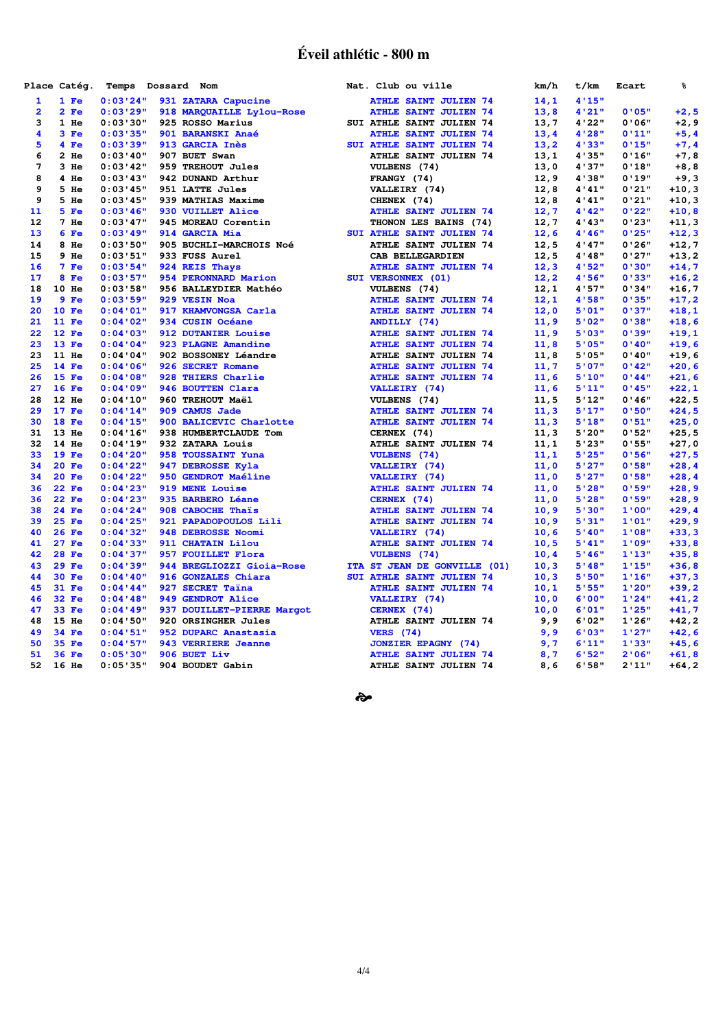# Éveil athlétic - 800 m

| Place | Catég. | Temps | Dossard | Nom | Nat. | Club ou ville | km/h | t/km | Ecart | % |
|---|---|---|---|---|---|---|---|---|---|---|
| 1 | 1 Fe | 0:03'24" | 931 | ZATARA Capucine | | ATHLE SAINT JULIEN 74 | 14,1 | 4'15" | | |
| 2 | 2 Fe | 0:03'29" | 918 | MARQUAILLE Lylou-Rose | | ATHLE SAINT JULIEN 74 | 13,8 | 4'21" | 0'05" | +2,5 |
| 3 | 1 He | 0:03'30" | 925 | ROSSO Marius | SUI | ATHLE SAINT JULIEN 74 | 13,7 | 4'22" | 0'06" | +2,9 |
| 4 | 3 Fe | 0:03'35" | 901 | BARANSKI Anaé | | ATHLE SAINT JULIEN 74 | 13,4 | 4'28" | 0'11" | +5,4 |
| 5 | 4 Fe | 0:03'39" | 913 | GARCIA Inès | SUI | ATHLE SAINT JULIEN 74 | 13,2 | 4'33" | 0'15" | +7,4 |
| 6 | 2 He | 0:03'40" | 907 | BUET Swan | | ATHLE SAINT JULIEN 74 | 13,1 | 4'35" | 0'16" | +7,8 |
| 7 | 3 He | 0:03'42" | 959 | TREHOUT Jules | | VULBENS (74) | 13,0 | 4'37" | 0'18" | +8,8 |
| 8 | 4 He | 0:03'43" | 942 | DUNAND Arthur | | FRANGY (74) | 12,9 | 4'38" | 0'19" | +9,3 |
| 9 | 5 He | 0:03'45" | 951 | LATTE Jules | | VALLEIRY (74) | 12,8 | 4'41" | 0'21" | +10,3 |
| 9 | 5 He | 0:03'45" | 939 | MATHIAS Maxime | | CHENEX (74) | 12,8 | 4'41" | 0'21" | +10,3 |
| 11 | 5 Fe | 0:03'46" | 930 | VUILLET Alice | | ATHLE SAINT JULIEN 74 | 12,7 | 4'42" | 0'22" | +10,8 |
| 12 | 7 He | 0:03'47" | 945 | MOREAU Corentin | | THONON LES BAINS (74) | 12,7 | 4'43" | 0'23" | +11,3 |
| 13 | 6 Fe | 0:03'49" | 914 | GARCIA Mia | SUI | ATHLE SAINT JULIEN 74 | 12,6 | 4'46" | 0'25" | +12,3 |
| 14 | 8 He | 0:03'50" | 905 | BUCHLI-MARCHOIS Noé | | ATHLE SAINT JULIEN 74 | 12,5 | 4'47" | 0'26" | +12,7 |
| 15 | 9 He | 0:03'51" | 933 | FUSS Aurel | | CAB BELLEGARDIEN | 12,5 | 4'48" | 0'27" | +13,2 |
| 16 | 7 Fe | 0:03'54" | 924 | REIS Thays | | ATHLE SAINT JULIEN 74 | 12,3 | 4'52" | 0'30" | +14,7 |
| 17 | 8 Fe | 0:03'57" | 954 | PERONNARD Marion | SUI | VERSONNEX (01) | 12,2 | 4'56" | 0'33" | +16,2 |
| 18 | 10 He | 0:03'58" | 956 | BALLEYDIER Mathéo | | VULBENS (74) | 12,1 | 4'57" | 0'34" | +16,7 |
| 19 | 9 Fe | 0:03'59" | 929 | VESIN Noa | | ATHLE SAINT JULIEN 74 | 12,1 | 4'58" | 0'35" | +17,2 |
| 20 | 10 Fe | 0:04'01" | 917 | KHAMVONGSA Carla | | ATHLE SAINT JULIEN 74 | 12,0 | 5'01" | 0'37" | +18,1 |
| 21 | 11 Fe | 0:04'02" | 934 | CUSIN Océane | | ANDILLY (74) | 11,9 | 5'02" | 0'38" | +18,6 |
| 22 | 12 Fe | 0:04'03" | 912 | DUTANIER Louise | | ATHLE SAINT JULIEN 74 | 11,9 | 5'03" | 0'39" | +19,1 |
| 23 | 13 Fe | 0:04'04" | 923 | PLAGNE Amandine | | ATHLE SAINT JULIEN 74 | 11,8 | 5'05" | 0'40" | +19,6 |
| 23 | 11 He | 0:04'04" | 902 | BOSSONEY Léandre | | ATHLE SAINT JULIEN 74 | 11,8 | 5'05" | 0'40" | +19,6 |
| 25 | 14 Fe | 0:04'06" | 926 | SECRET Romane | | ATHLE SAINT JULIEN 74 | 11,7 | 5'07" | 0'42" | +20,6 |
| 26 | 15 Fe | 0:04'08" | 928 | THIERS Charlie | | ATHLE SAINT JULIEN 74 | 11,6 | 5'10" | 0'44" | +21,6 |
| 27 | 16 Fe | 0:04'09" | 946 | BOUTTEN Clara | | VALLEIRY (74) | 11,6 | 5'11" | 0'45" | +22,1 |
| 28 | 12 He | 0:04'10" | 960 | TREHOUT Maël | | VULBENS (74) | 11,5 | 5'12" | 0'46" | +22,5 |
| 29 | 17 Fe | 0:04'14" | 909 | CAMUS Jade | | ATHLE SAINT JULIEN 74 | 11,3 | 5'17" | 0'50" | +24,5 |
| 30 | 18 Fe | 0:04'15" | 900 | BALICEVIC Charlotte | | ATHLE SAINT JULIEN 74 | 11,3 | 5'18" | 0'51" | +25,0 |
| 31 | 13 He | 0:04'16" | 938 | HUMBERTCLAUDE Tom | | CERNEX (74) | 11,3 | 5'20" | 0'52" | +25,5 |
| 32 | 14 He | 0:04'19" | 932 | ZATARA Louis | | ATHLE SAINT JULIEN 74 | 11,1 | 5'23" | 0'55" | +27,0 |
| 33 | 19 Fe | 0:04'20" | 958 | TOUSSAINT Yuna | | VULBENS (74) | 11,1 | 5'25" | 0'56" | +27,5 |
| 34 | 20 Fe | 0:04'22" | 947 | DEBROSSE Kyla | | VALLEIRY (74) | 11,0 | 5'27" | 0'58" | +28,4 |
| 34 | 20 Fe | 0:04'22" | 950 | GENDROT Maéline | | VALLEIRY (74) | 11,0 | 5'27" | 0'58" | +28,4 |
| 36 | 22 Fe | 0:04'23" | 919 | MENE Louise | | ATHLE SAINT JULIEN 74 | 11,0 | 5'28" | 0'59" | +28,9 |
| 36 | 22 Fe | 0:04'23" | 935 | BARBERO Léane | | CERNEX (74) | 11,0 | 5'28" | 0'59" | +28,9 |
| 38 | 24 Fe | 0:04'24" | 908 | CABOCHE Thaïs | | ATHLE SAINT JULIEN 74 | 10,9 | 5'30" | 1'00" | +29,4 |
| 39 | 25 Fe | 0:04'25" | 921 | PAPADOPOULOS Lili | | ATHLE SAINT JULIEN 74 | 10,9 | 5'31" | 1'01" | +29,9 |
| 40 | 26 Fe | 0:04'32" | 948 | DEBROSSE Noomi | | VALLEIRY (74) | 10,6 | 5'40" | 1'08" | +33,3 |
| 41 | 27 Fe | 0:04'33" | 911 | CHATAIN Lilou | | ATHLE SAINT JULIEN 74 | 10,5 | 5'41" | 1'09" | +33,8 |
| 42 | 28 Fe | 0:04'37" | 957 | FOUILLET Flora | | VULBENS (74) | 10,4 | 5'46" | 1'13" | +35,8 |
| 43 | 29 Fe | 0:04'39" | 944 | BREGLIOZZI Gioia-Rose | ITA | ST JEAN DE GONVILLE (01) | 10,3 | 5'48" | 1'15" | +36,8 |
| 44 | 30 Fe | 0:04'40" | 916 | GONZALES Chiara | SUI | ATHLE SAINT JULIEN 74 | 10,3 | 5'50" | 1'16" | +37,3 |
| 45 | 31 Fe | 0:04'44" | 927 | SECRET Taïna | | ATHLE SAINT JULIEN 74 | 10,1 | 5'55" | 1'20" | +39,2 |
| 46 | 32 Fe | 0:04'48" | 949 | GENDROT Alice | | VALLEIRY (74) | 10,0 | 6'00" | 1'24" | +41,2 |
| 47 | 33 Fe | 0:04'49" | 937 | DOUILLET-PIERRE Margot | | CERNEX (74) | 10,0 | 6'01" | 1'25" | +41,7 |
| 48 | 15 He | 0:04'50" | 920 | ORSINGHER Jules | | ATHLE SAINT JULIEN 74 | 9,9 | 6'02" | 1'26" | +42,2 |
| 49 | 34 Fe | 0:04'51" | 952 | DUPARC Anastasia | | VERS (74) | 9,9 | 6'03" | 1'27" | +42,6 |
| 50 | 35 Fe | 0:04'57" | 943 | VERRIERE Jeanne | | JONZIER EPAGNY (74) | 9,7 | 6'11" | 1'33" | +45,6 |
| 51 | 36 Fe | 0:05'30" | 906 | BUET Liv | | ATHLE SAINT JULIEN 74 | 8,7 | 6'52" | 2'06" | +61,8 |
| 52 | 16 He | 0:05'35" | 904 | BOUDET Gabin | | ATHLE SAINT JULIEN 74 | 8,6 | 6'58" | 2'11" | +64,2 |